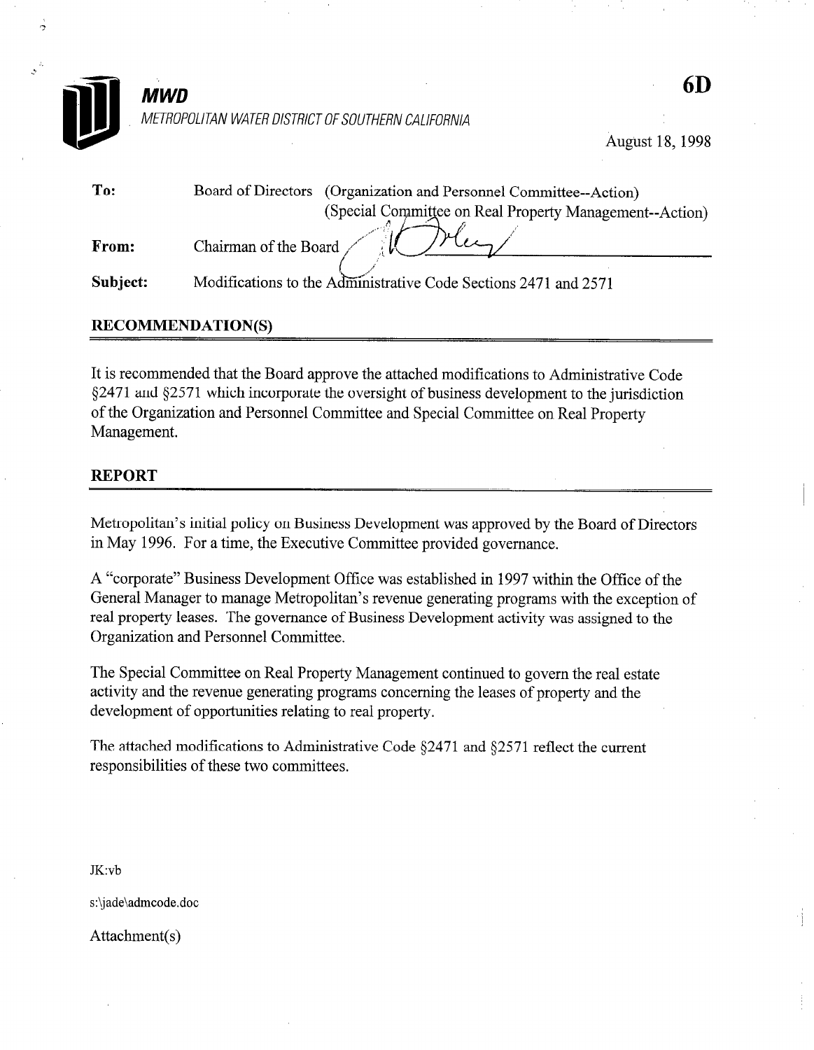**MWD**

*METROPOLITAN WATER DISTRICT OF SOUTHERN CALIFORNIA*

**6D**

August 18, 1998

| | |
|---|---|
| **To:** | Board of Directors (Organization and Personnel Committee--Action) (Special Committee on Real Property Management--Action) |
| **From:** | Chairman of the Board |
| **Subject:** | Modifications to the Administrative Code Sections 2471 and 2571 |

## RECOMMENDATION(S)

It is recommended that the Board approve the attached modifications to Administrative Code §2471 and §2571 which incorporate the oversight of business development to the jurisdiction of the Organization and Personnel Committee and Special Committee on Real Property Management.

## REPORT

Metropolitan's initial policy on Business Development was approved by the Board of Directors in May 1996. For a time, the Executive Committee provided governance.

A "corporate" Business Development Office was established in 1997 within the Office of the General Manager to manage Metropolitan's revenue generating programs with the exception of real property leases. The governance of Business Development activity was assigned to the Organization and Personnel Committee.

The Special Committee on Real Property Management continued to govern the real estate activity and the revenue generating programs concerning the leases of property and the development of opportunities relating to real property.

The attached modifications to Administrative Code §2471 and §2571 reflect the current responsibilities of these two committees.

JK:vb

s:\jade\admcode.doc

Attachment(s)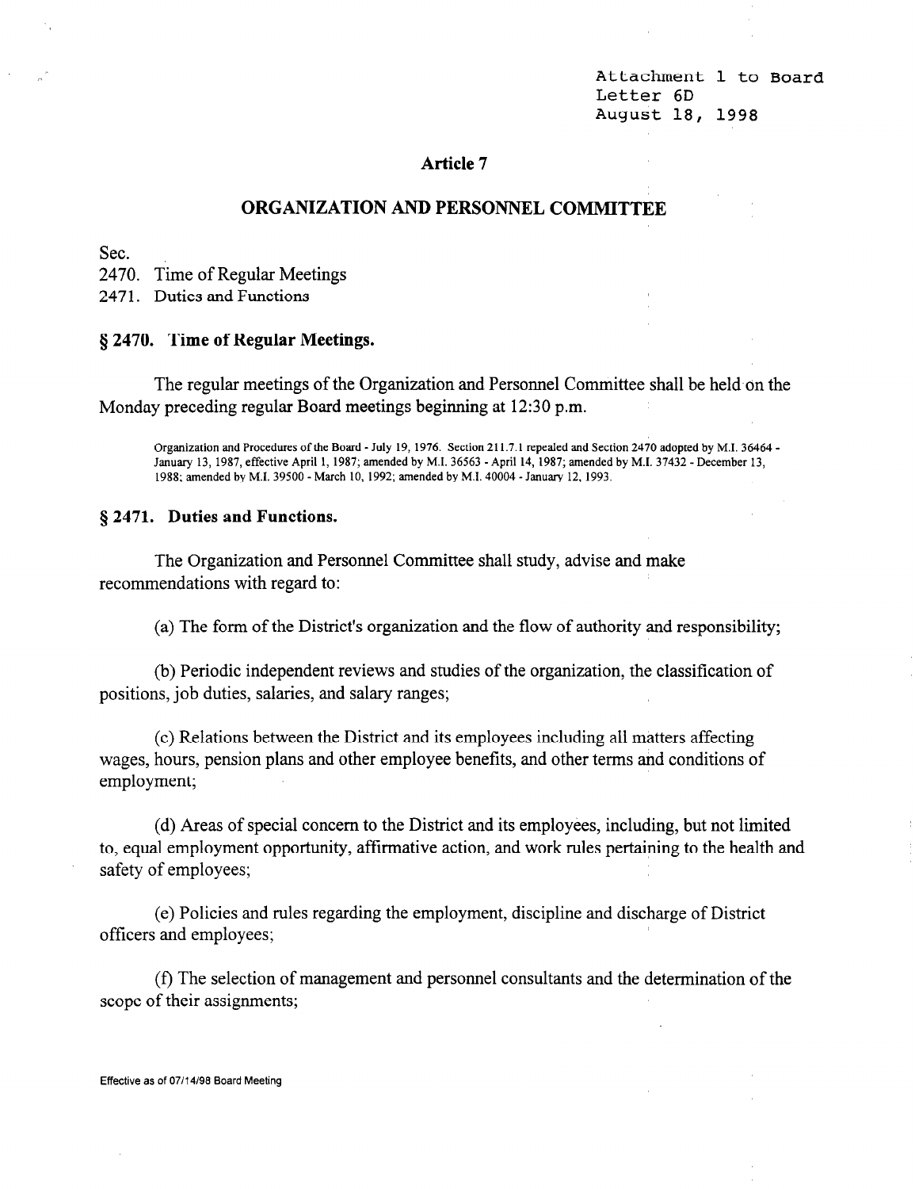Attachment 1 to Board Letter 6D
August 18, 1998

## Article 7

## ORGANIZATION AND PERSONNEL COMMITTEE

Sec.
2470. Time of Regular Meetings
2471. Duties and Functions

### § 2470. Time of Regular Meetings.

The regular meetings of the Organization and Personnel Committee shall be held on the Monday preceding regular Board meetings beginning at 12:30 p.m.

Organization and Procedures of the Board - July 19, 1976. Section 211.7.1 repealed and Section 2470 adopted by M.I. 36464 - January 13, 1987, effective April 1, 1987; amended by M.I. 36563 - April 14, 1987; amended by M.I. 37432 - December 13, 1988; amended by M.I. 39500 - March 10, 1992; amended by M.I. 40004 - January 12, 1993.

### § 2471. Duties and Functions.

The Organization and Personnel Committee shall study, advise and make recommendations with regard to:

(a) The form of the District's organization and the flow of authority and responsibility;

(b) Periodic independent reviews and studies of the organization, the classification of positions, job duties, salaries, and salary ranges;

(c) Relations between the District and its employees including all matters affecting wages, hours, pension plans and other employee benefits, and other terms and conditions of employment;

(d) Areas of special concern to the District and its employees, including, but not limited to, equal employment opportunity, affirmative action, and work rules pertaining to the health and safety of employees;

(e) Policies and rules regarding the employment, discipline and discharge of District officers and employees;

(f) The selection of management and personnel consultants and the determination of the scope of their assignments;

Effective as of 07/14/98 Board Meeting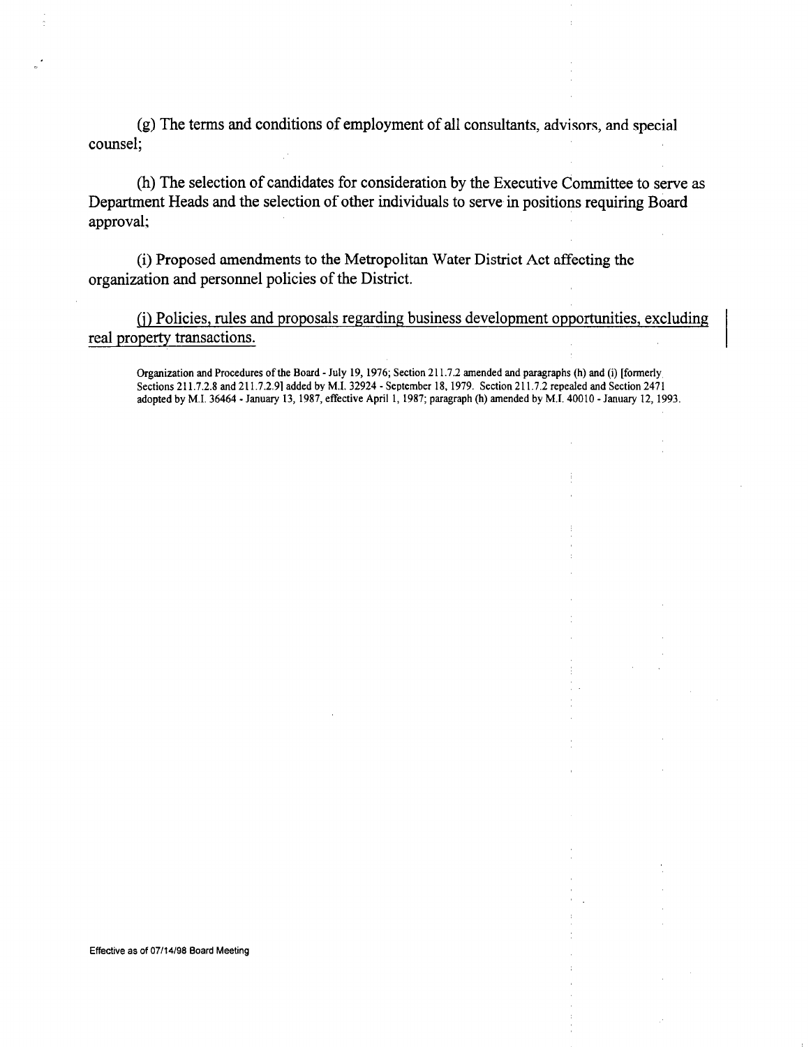(g) The terms and conditions of employment of all consultants, advisors, and special counsel;

(h) The selection of candidates for consideration by the Executive Committee to serve as Department Heads and the selection of other individuals to serve in positions requiring Board approval;

(i) Proposed amendments to the Metropolitan Water District Act affecting the organization and personnel policies of the District.

<u>(j) Policies, rules and proposals regarding business development opportunities, excluding real property transactions.</u>

Organization and Procedures of the Board - July 19, 1976; Section 211.7.2 amended and paragraphs (h) and (i) [formerly Sections 211.7.2.8 and 211.7.2.9] added by M.I. 32924 - September 18, 1979. Section 211.7.2 repealed and Section 2471 adopted by M.I. 36464 - January 13, 1987, effective April 1, 1987; paragraph (h) amended by M.I. 40010 - January 12, 1993.

Effective as of 07/14/98 Board Meeting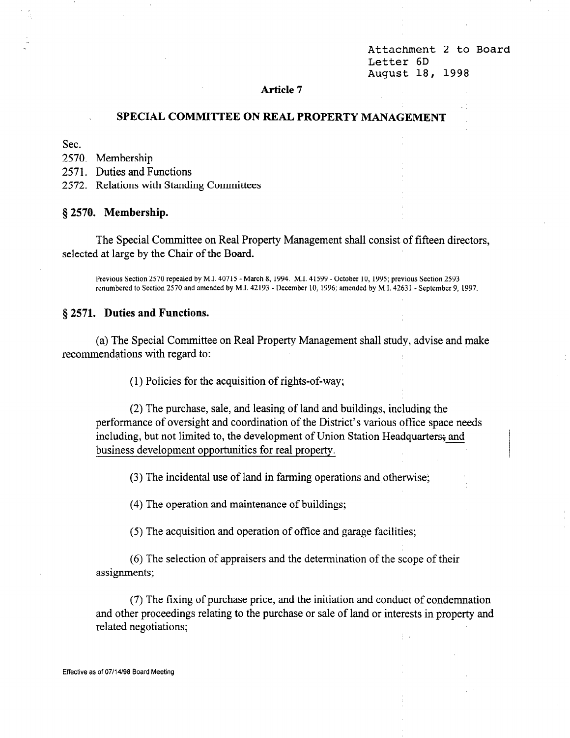Attachment 2 to Board Letter 6D
August 18, 1998

## Article 7

## SPECIAL COMMITTEE ON REAL PROPERTY MANAGEMENT

Sec.
2570. Membership
2571. Duties and Functions
2572. Relations with Standing Committees

### § 2570. Membership.

The Special Committee on Real Property Management shall consist of fifteen directors, selected at large by the Chair of the Board.

Previous Section 2570 repealed by M.I. 40715 - March 8, 1994. M.I. 41599 - October 10, 1995; previous Section 2593 renumbered to Section 2570 and amended by M.I. 42193 - December 10, 1996; amended by M.I. 42631 - September 9, 1997.

### § 2571. Duties and Functions.

(a) The Special Committee on Real Property Management shall study, advise and make recommendations with regard to:

(1) Policies for the acquisition of rights-of-way;

(2) The purchase, sale, and leasing of land and buildings, including the performance of oversight and coordination of the District's various office space needs including, but not limited to, the development of Union Station Headquarters~~;~~ and business development opportunities for real property.

(3) The incidental use of land in farming operations and otherwise;

(4) The operation and maintenance of buildings;

(5) The acquisition and operation of office and garage facilities;

(6) The selection of appraisers and the determination of the scope of their assignments;

(7) The fixing of purchase price, and the initiation and conduct of condemnation and other proceedings relating to the purchase or sale of land or interests in property and related negotiations;

Effective as of 07/14/98 Board Meeting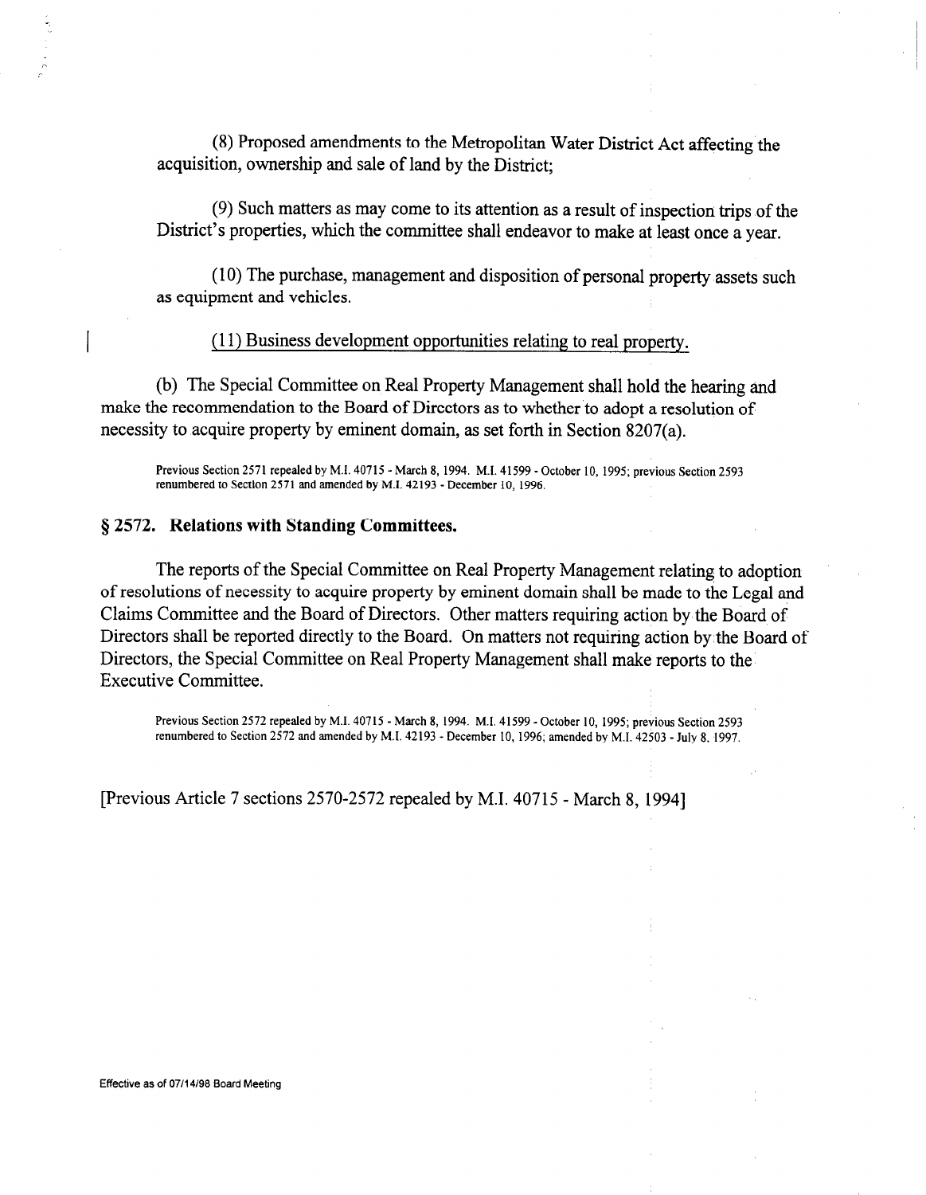(8) Proposed amendments to the Metropolitan Water District Act affecting the acquisition, ownership and sale of land by the District;

(9) Such matters as may come to its attention as a result of inspection trips of the District's properties, which the committee shall endeavor to make at least once a year.

(10) The purchase, management and disposition of personal property assets such as equipment and vehicles.

(11) Business development opportunities relating to real property.

(b) The Special Committee on Real Property Management shall hold the hearing and make the recommendation to the Board of Directors as to whether to adopt a resolution of necessity to acquire property by eminent domain, as set forth in Section 8207(a).

Previous Section 2571 repealed by M.I. 40715 - March 8, 1994. M.I. 41599 - October 10, 1995; previous Section 2593 renumbered to Section 2571 and amended by M.I. 42193 - December 10, 1996.

### § 2572. Relations with Standing Committees.

The reports of the Special Committee on Real Property Management relating to adoption of resolutions of necessity to acquire property by eminent domain shall be made to the Legal and Claims Committee and the Board of Directors. Other matters requiring action by the Board of Directors shall be reported directly to the Board. On matters not requiring action by the Board of Directors, the Special Committee on Real Property Management shall make reports to the Executive Committee.

Previous Section 2572 repealed by M.I. 40715 - March 8, 1994. M.I. 41599 - October 10, 1995; previous Section 2593 renumbered to Section 2572 and amended by M.I. 42193 - December 10, 1996; amended by M.I. 42503 - July 8, 1997.

[Previous Article 7 sections 2570-2572 repealed by M.I. 40715 - March 8, 1994]

Effective as of 07/14/98 Board Meeting